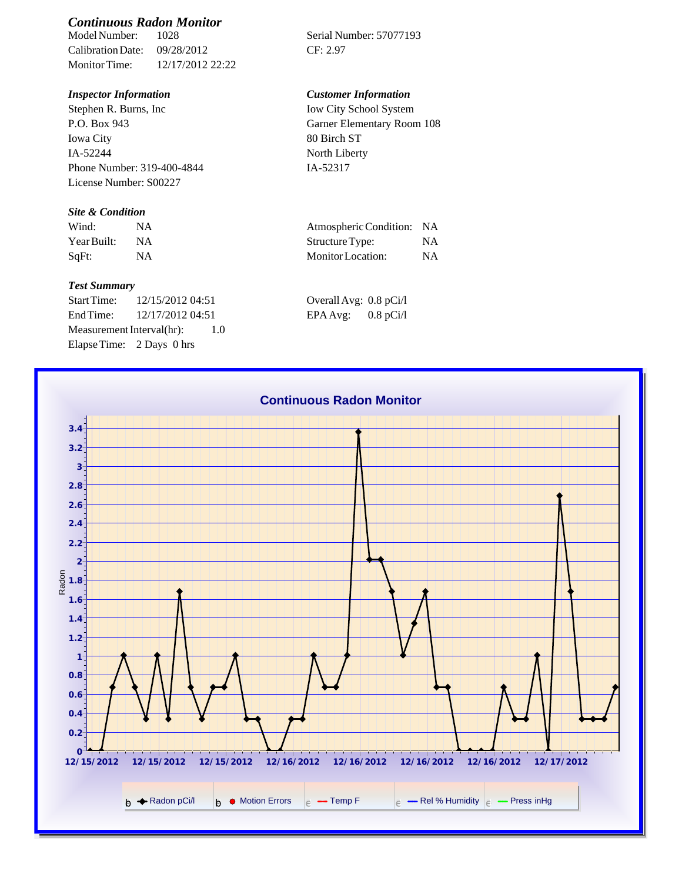### *Continuous Radon Monitor*

Model Number: 1028
Calibration Date: 09/28/2012
Monitor Time: 12/17/2012 22:22

Serial Number: 57077193
CF: 2.97

### *Inspector Information*

Stephen R. Burns, Inc
P.O. Box 943
Iowa City
IA-52244
Phone Number: 319-400-4844
License Number: S00227

### *Customer Information*

Iow City School System
Garner Elementary Room 108
80 Birch ST
North Liberty
IA-52317

### *Site & Condition*

Wind: NA
Year Built: NA
SqFt: NA

Atmospheric Condition: NA
Structure Type: NA
Monitor Location: NA

### *Test Summary*

Start Time: 12/15/2012 04:51
End Time: 12/17/2012 04:51
Measurement Interval(hr): 1.0
Elapse Time: 2 Days 0 hrs

Overall Avg: 0.8 pCi/l
EPA Avg: 0.8 pCi/l

Continuous Radon Monitor

Radon

3.4
3.2
3
2.8
2.6
2.4
2.2
2
1.8
1.6
1.4
1.2
1
0.8
0.6
0.4
0.2
0

12/15/2012 12/15/2012 12/15/2012 12/16/2012 12/16/2012 12/16/2012 12/16/2012 12/17/2012

Radon pCi/l | Motion Errors | Temp F | Rel % Humidity | Press inHg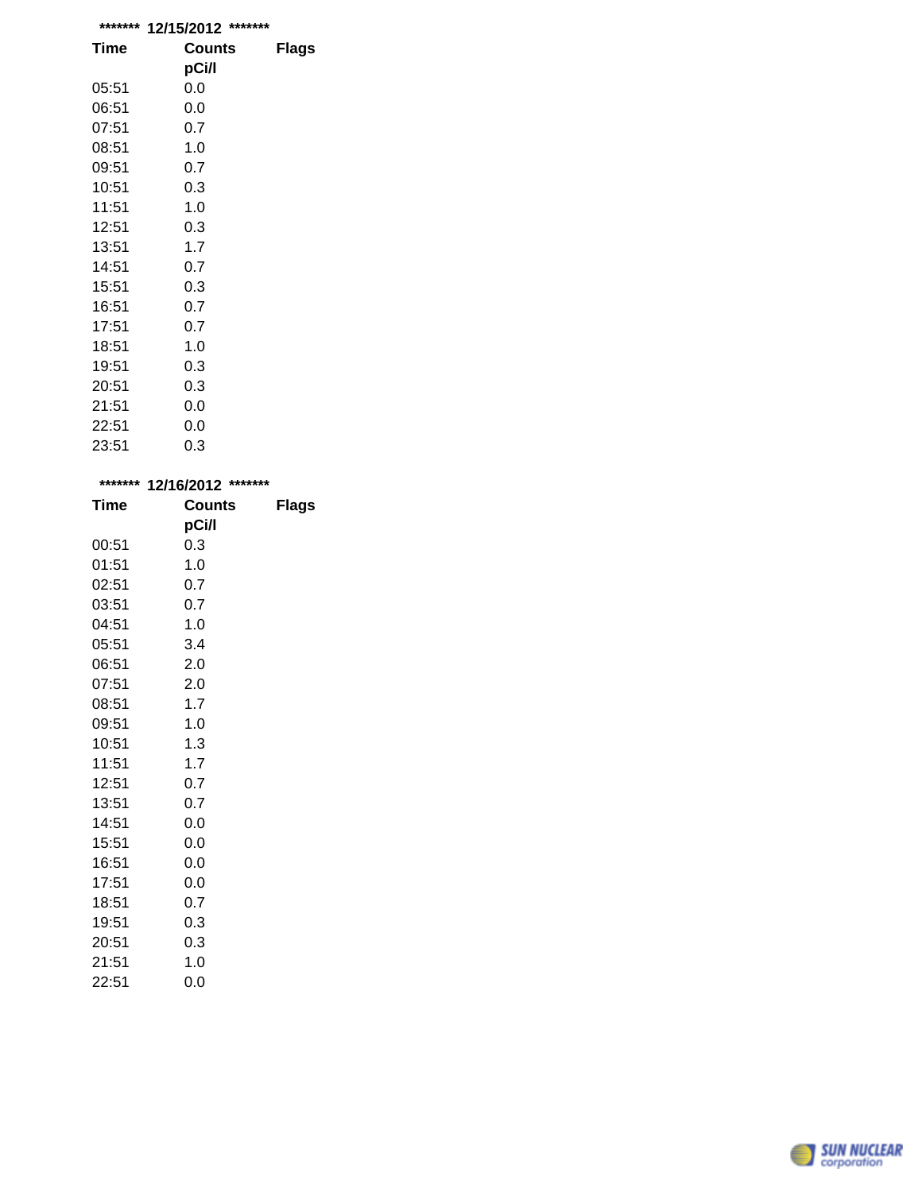******* 12/15/2012 *******

| Time | Counts pCi/l | Flags |
|---|---|---|
| 05:51 | 0.0 | |
| 06:51 | 0.0 | |
| 07:51 | 0.7 | |
| 08:51 | 1.0 | |
| 09:51 | 0.7 | |
| 10:51 | 0.3 | |
| 11:51 | 1.0 | |
| 12:51 | 0.3 | |
| 13:51 | 1.7 | |
| 14:51 | 0.7 | |
| 15:51 | 0.3 | |
| 16:51 | 0.7 | |
| 17:51 | 0.7 | |
| 18:51 | 1.0 | |
| 19:51 | 0.3 | |
| 20:51 | 0.3 | |
| 21:51 | 0.0 | |
| 22:51 | 0.0 | |
| 23:51 | 0.3 | |

******* 12/16/2012 *******

| Time | Counts pCi/l | Flags |
|---|---|---|
| 00:51 | 0.3 | |
| 01:51 | 1.0 | |
| 02:51 | 0.7 | |
| 03:51 | 0.7 | |
| 04:51 | 1.0 | |
| 05:51 | 3.4 | |
| 06:51 | 2.0 | |
| 07:51 | 2.0 | |
| 08:51 | 1.7 | |
| 09:51 | 1.0 | |
| 10:51 | 1.3 | |
| 11:51 | 1.7 | |
| 12:51 | 0.7 | |
| 13:51 | 0.7 | |
| 14:51 | 0.0 | |
| 15:51 | 0.0 | |
| 16:51 | 0.0 | |
| 17:51 | 0.0 | |
| 18:51 | 0.7 | |
| 19:51 | 0.3 | |
| 20:51 | 0.3 | |
| 21:51 | 1.0 | |
| 22:51 | 0.0 | |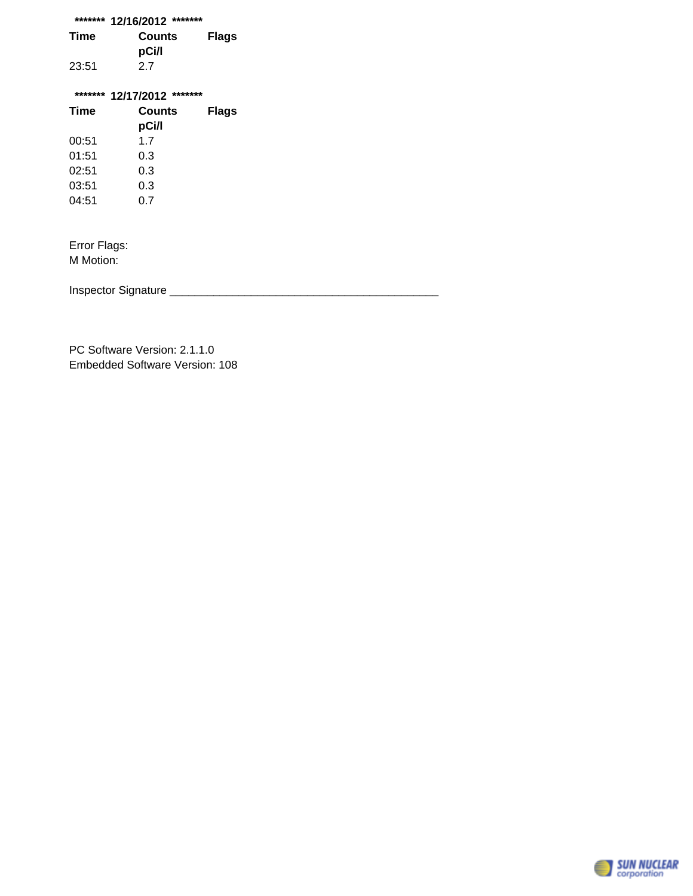**\*\*\*\*\*\*\* 12/16/2012 \*\*\*\*\*\*\***

| Time | Counts pCi/l | Flags |
|---|---|---|
| 23:51 | 2.7 | |

**\*\*\*\*\*\*\* 12/17/2012 \*\*\*\*\*\*\***

| Time | Counts pCi/l | Flags |
|---|---|---|
| 00:51 | 1.7 | |
| 01:51 | 0.3 | |
| 02:51 | 0.3 | |
| 03:51 | 0.3 | |
| 04:51 | 0.7 | |

Error Flags:
M Motion:

Inspector Signature ___________________________________________

PC Software Version: 2.1.1.0
Embedded Software Version: 108